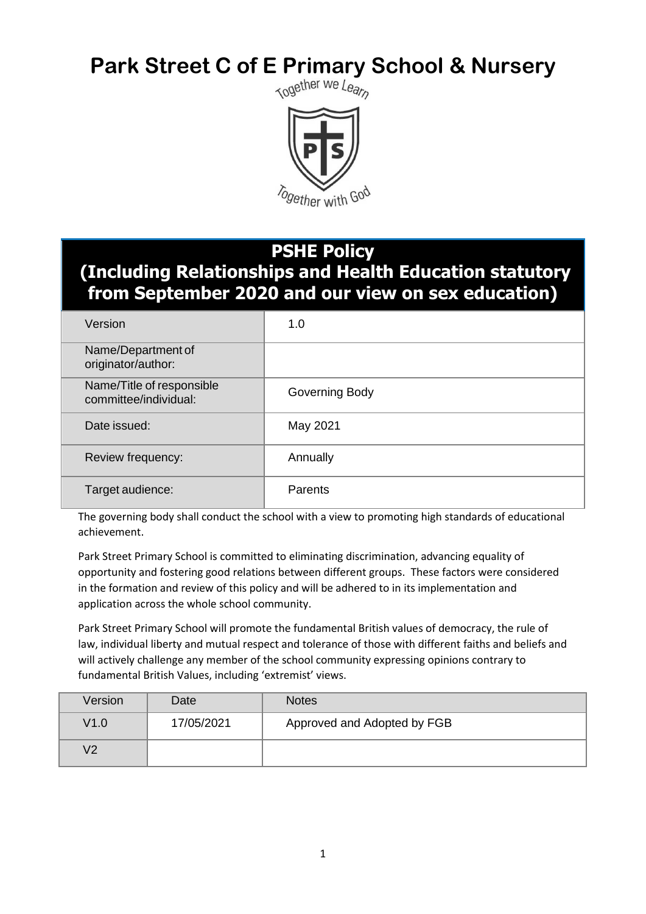# Park Street C of E Primary School & Nursery

Together we Learn

Together with God

## PSHE Policy
## (Including Relationships and Health Education statutory from September 2020 and our view on sex education)

| | |
|---|---|
| Version | 1.0 |
| Name/Department of originator/author: | |
| Name/Title of responsible committee/individual: | Governing Body |
| Date issued: | May 2021 |
| Review frequency: | Annually |
| Target audience: | Parents |

The governing body shall conduct the school with a view to promoting high standards of educational achievement.

Park Street Primary School is committed to eliminating discrimination, advancing equality of opportunity and fostering good relations between different groups. These factors were considered in the formation and review of this policy and will be adhered to in its implementation and application across the whole school community.

Park Street Primary School will promote the fundamental British values of democracy, the rule of law, individual liberty and mutual respect and tolerance of those with different faiths and beliefs and will actively challenge any member of the school community expressing opinions contrary to fundamental British Values, including 'extremist' views.

| Version | Date | Notes |
|---|---|---|
| V1.0 | 17/05/2021 | Approved and Adopted by FGB |
| V2 | | |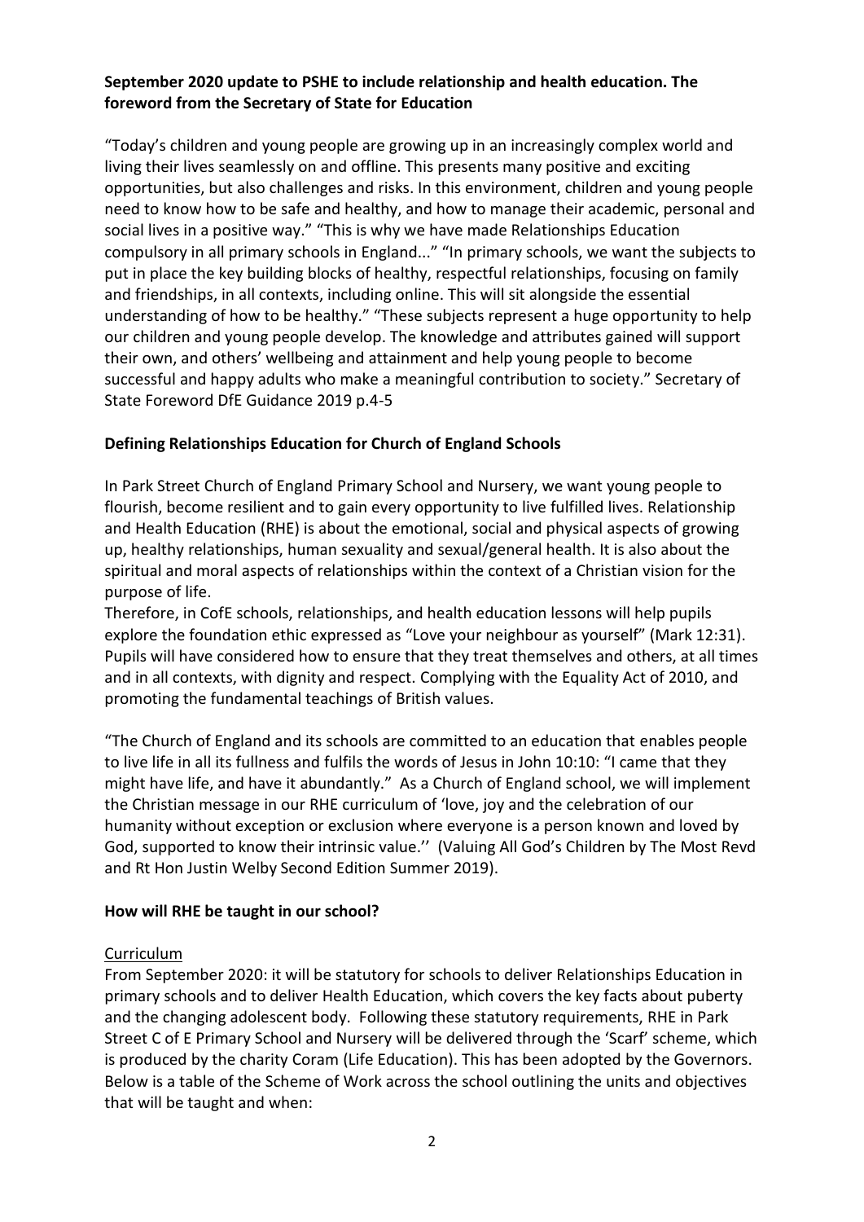**September 2020 update to PSHE to include relationship and health education. The foreword from the Secretary of State for Education**

"Today's children and young people are growing up in an increasingly complex world and living their lives seamlessly on and offline. This presents many positive and exciting opportunities, but also challenges and risks. In this environment, children and young people need to know how to be safe and healthy, and how to manage their academic, personal and social lives in a positive way." "This is why we have made Relationships Education compulsory in all primary schools in England..." "In primary schools, we want the subjects to put in place the key building blocks of healthy, respectful relationships, focusing on family and friendships, in all contexts, including online. This will sit alongside the essential understanding of how to be healthy." "These subjects represent a huge opportunity to help our children and young people develop. The knowledge and attributes gained will support their own, and others' wellbeing and attainment and help young people to become successful and happy adults who make a meaningful contribution to society." Secretary of State Foreword DfE Guidance 2019 p.4-5

**Defining Relationships Education for Church of England Schools**

In Park Street Church of England Primary School and Nursery, we want young people to flourish, become resilient and to gain every opportunity to live fulfilled lives. Relationship and Health Education (RHE) is about the emotional, social and physical aspects of growing up, healthy relationships, human sexuality and sexual/general health. It is also about the spiritual and moral aspects of relationships within the context of a Christian vision for the purpose of life.

Therefore, in CofE schools, relationships, and health education lessons will help pupils explore the foundation ethic expressed as "Love your neighbour as yourself" (Mark 12:31). Pupils will have considered how to ensure that they treat themselves and others, at all times and in all contexts, with dignity and respect. Complying with the Equality Act of 2010, and promoting the fundamental teachings of British values.

"The Church of England and its schools are committed to an education that enables people to live life in all its fullness and fulfils the words of Jesus in John 10:10: "I came that they might have life, and have it abundantly." As a Church of England school, we will implement the Christian message in our RHE curriculum of 'love, joy and the celebration of our humanity without exception or exclusion where everyone is a person known and loved by God, supported to know their intrinsic value.'' (Valuing All God's Children by The Most Revd and Rt Hon Justin Welby Second Edition Summer 2019).

**How will RHE be taught in our school?**

Curriculum

From September 2020: it will be statutory for schools to deliver Relationships Education in primary schools and to deliver Health Education, which covers the key facts about puberty and the changing adolescent body. Following these statutory requirements, RHE in Park Street C of E Primary School and Nursery will be delivered through the 'Scarf' scheme, which is produced by the charity Coram (Life Education). This has been adopted by the Governors. Below is a table of the Scheme of Work across the school outlining the units and objectives that will be taught and when: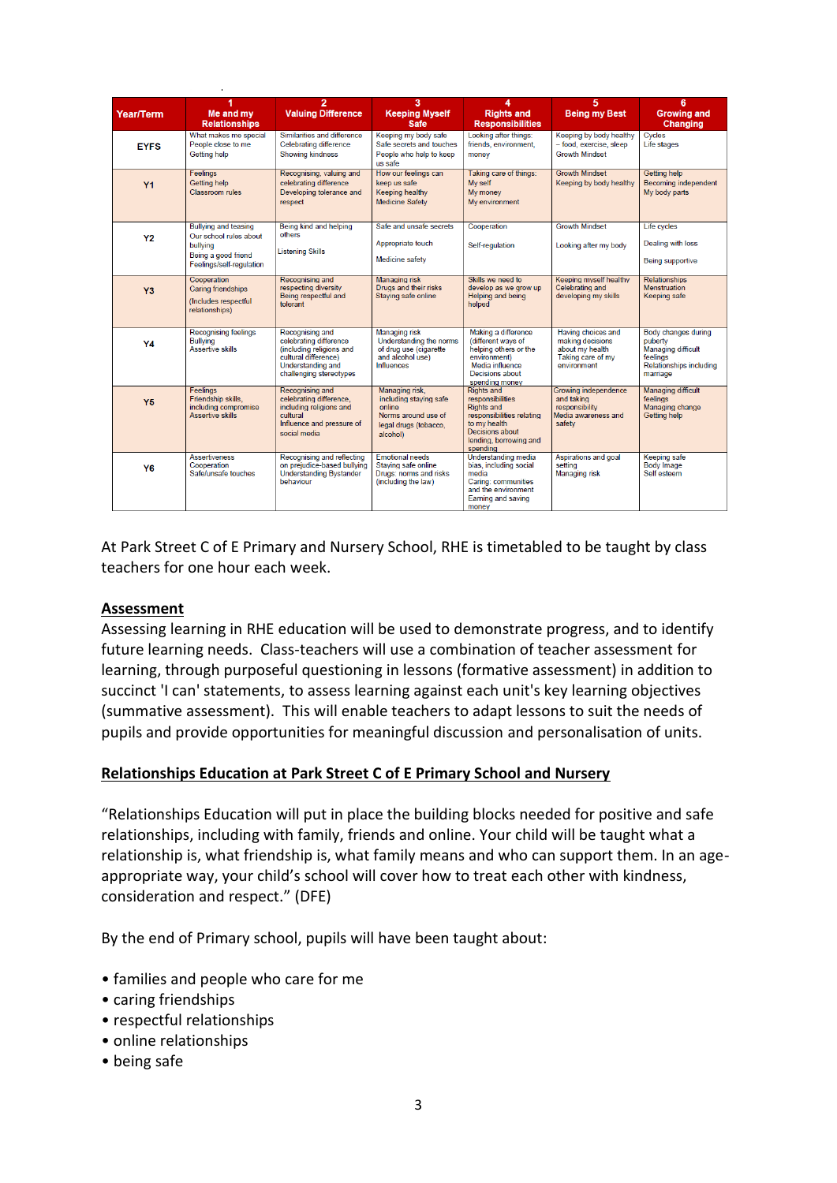| Year/Term | 1<br>Me and my Relationships | 2<br>Valuing Difference | 3<br>Keeping Myself Safe | 4<br>Rights and Responsibilities | 5<br>Being my Best | 6<br>Growing and Changing |
|---|---|---|---|---|---|---|
| EYFS | What makes me special<br>People close to me<br>Getting help | Similarities and difference<br>Celebrating difference<br>Showing kindness | Keeping my body safe<br>Safe secrets and touches<br>People who help to keep us safe | Looking after things: friends, environment, money | Keeping by body healthy – food, exercise, sleep<br>Growth Mindset | Cycles<br>Life stages |
| Y1 | Feelings<br>Getting help<br>Classroom rules | Recognising, valuing and celebrating difference<br>Developing tolerance and respect | How our feelings can keep us safe<br>Keeping healthy<br>Medicine Safety | Taking care of things:<br>My self<br>My money<br>My environment | Growth Mindset<br>Keeping by body healthy | Getting help<br>Becoming independent<br>My body parts |
| Y2 | Bullying and teasing<br>Our school rules about bullying<br>Being a good friend<br>Feelings/self-regulation | Being kind and helping others<br>Listening Skills | Safe and unsafe secrets<br>Appropriate touch<br>Medicine safety | Cooperation<br>Self-regulation | Growth Mindset<br>Looking after my body | Life cycles<br>Dealing with loss<br>Being supportive |
| Y3 | Cooperation<br>Caring friendships<br>(Includes respectful relationships) | Recognising and respecting diversity<br>Being respectful and tolerant | Managing risk<br>Drugs and their risks<br>Staying safe online | Skills we need to develop as we grow up<br>Helping and being helped | Keeping myself healthy<br>Celebrating and developing my skills | Relationships<br>Menstruation<br>Keeping safe |
| Y4 | Recognising feelings<br>Bullying<br>Assertive skills | Recognising and celebrating difference (including religions and cultural difference)<br>Understanding and challenging stereotypes | Managing risk<br>Understanding the norms of drug use (cigarette and alcohol use)<br>Influences | Making a difference (different ways of helping others or the environment)<br>Media influence<br>Decisions about spending money | Having choices and making decisions about my health<br>Taking care of my environment | Body changes during puberty<br>Managing difficult feelings<br>Relationships including marriage |
| Y5 | Feelings<br>Friendship skills, including compromise<br>Assertive skills | Recognising and celebrating difference, including religions and cultural<br>Influence and pressure of social media | Managing risk, including staying safe online<br>Norms around use of legal drugs (tobacco, alcohol) | Rights and responsibilities<br>Rights and responsibilities relating to my health<br>Decisions about lending, borrowing and spending | Growing independence and taking responsibility<br>Media awareness and safety | Managing difficult feelings<br>Managing change<br>Getting help |
| Y6 | Assertiveness<br>Cooperation<br>Safe/unsafe touches | Recognising and reflecting on prejudice-based bullying<br>Understanding Bystander behaviour | Emotional needs<br>Staying safe online<br>Drugs: norms and risks (including the law) | Understanding media bias, including social media<br>Caring: communities and the environment<br>Earning and saving money | Aspirations and goal setting<br>Managing risk | Keeping safe<br>Body Image<br>Self esteem |

At Park Street C of E Primary and Nursery School, RHE is timetabled to be taught by class teachers for one hour each week.

## Assessment

Assessing learning in RHE education will be used to demonstrate progress, and to identify future learning needs. Class-teachers will use a combination of teacher assessment for learning, through purposeful questioning in lessons (formative assessment) in addition to succinct 'I can' statements, to assess learning against each unit's key learning objectives (summative assessment). This will enable teachers to adapt lessons to suit the needs of pupils and provide opportunities for meaningful discussion and personalisation of units.

## Relationships Education at Park Street C of E Primary School and Nursery

"Relationships Education will put in place the building blocks needed for positive and safe relationships, including with family, friends and online. Your child will be taught what a relationship is, what friendship is, what family means and who can support them. In an age-appropriate way, your child's school will cover how to treat each other with kindness, consideration and respect." (DFE)

By the end of Primary school, pupils will have been taught about:

- families and people who care for me
- caring friendships
- respectful relationships
- online relationships
- being safe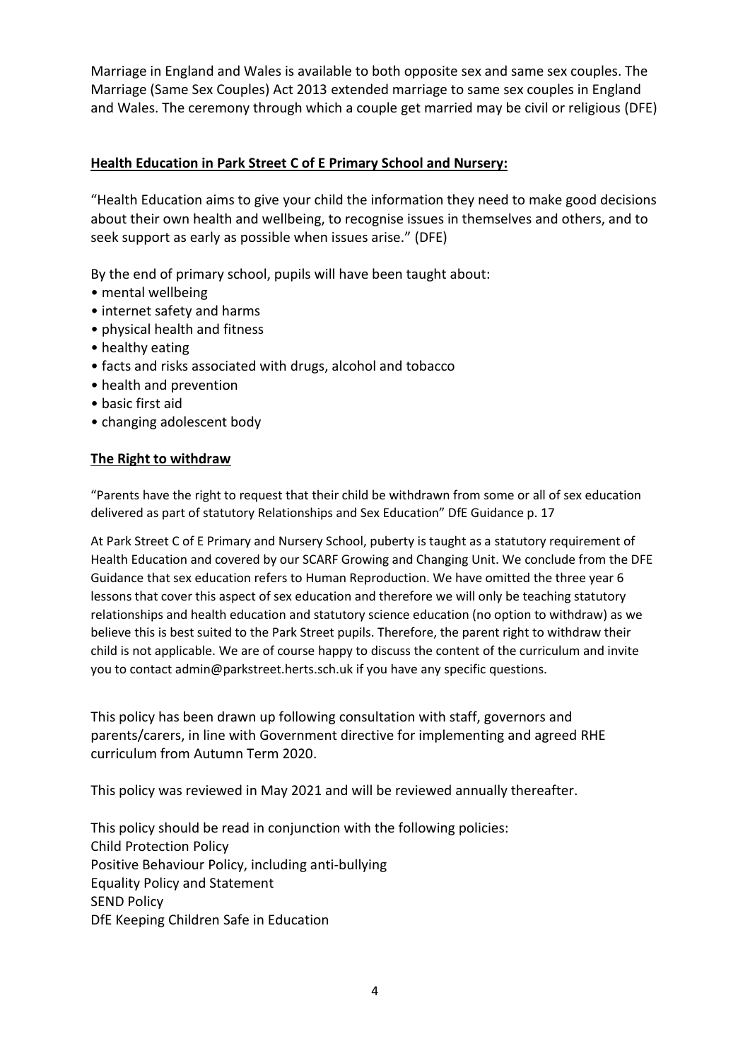Marriage in England and Wales is available to both opposite sex and same sex couples. The Marriage (Same Sex Couples) Act 2013 extended marriage to same sex couples in England and Wales. The ceremony through which a couple get married may be civil or religious (DFE)

**Health Education in Park Street C of E Primary School and Nursery:**

"Health Education aims to give your child the information they need to make good decisions about their own health and wellbeing, to recognise issues in themselves and others, and to seek support as early as possible when issues arise." (DFE)

By the end of primary school, pupils will have been taught about:

- mental wellbeing
- internet safety and harms
- physical health and fitness
- healthy eating
- facts and risks associated with drugs, alcohol and tobacco
- health and prevention
- basic first aid
- changing adolescent body

**The Right to withdraw**

"Parents have the right to request that their child be withdrawn from some or all of sex education delivered as part of statutory Relationships and Sex Education" DfE Guidance p. 17

At Park Street C of E Primary and Nursery School, puberty is taught as a statutory requirement of Health Education and covered by our SCARF Growing and Changing Unit. We conclude from the DFE Guidance that sex education refers to Human Reproduction. We have omitted the three year 6 lessons that cover this aspect of sex education and therefore we will only be teaching statutory relationships and health education and statutory science education (no option to withdraw) as we believe this is best suited to the Park Street pupils. Therefore, the parent right to withdraw their child is not applicable. We are of course happy to discuss the content of the curriculum and invite you to contact admin@parkstreet.herts.sch.uk if you have any specific questions.

This policy has been drawn up following consultation with staff, governors and parents/carers, in line with Government directive for implementing and agreed RHE curriculum from Autumn Term 2020.

This policy was reviewed in May 2021 and will be reviewed annually thereafter.

This policy should be read in conjunction with the following policies:
Child Protection Policy
Positive Behaviour Policy, including anti-bullying
Equality Policy and Statement
SEND Policy
DfE Keeping Children Safe in Education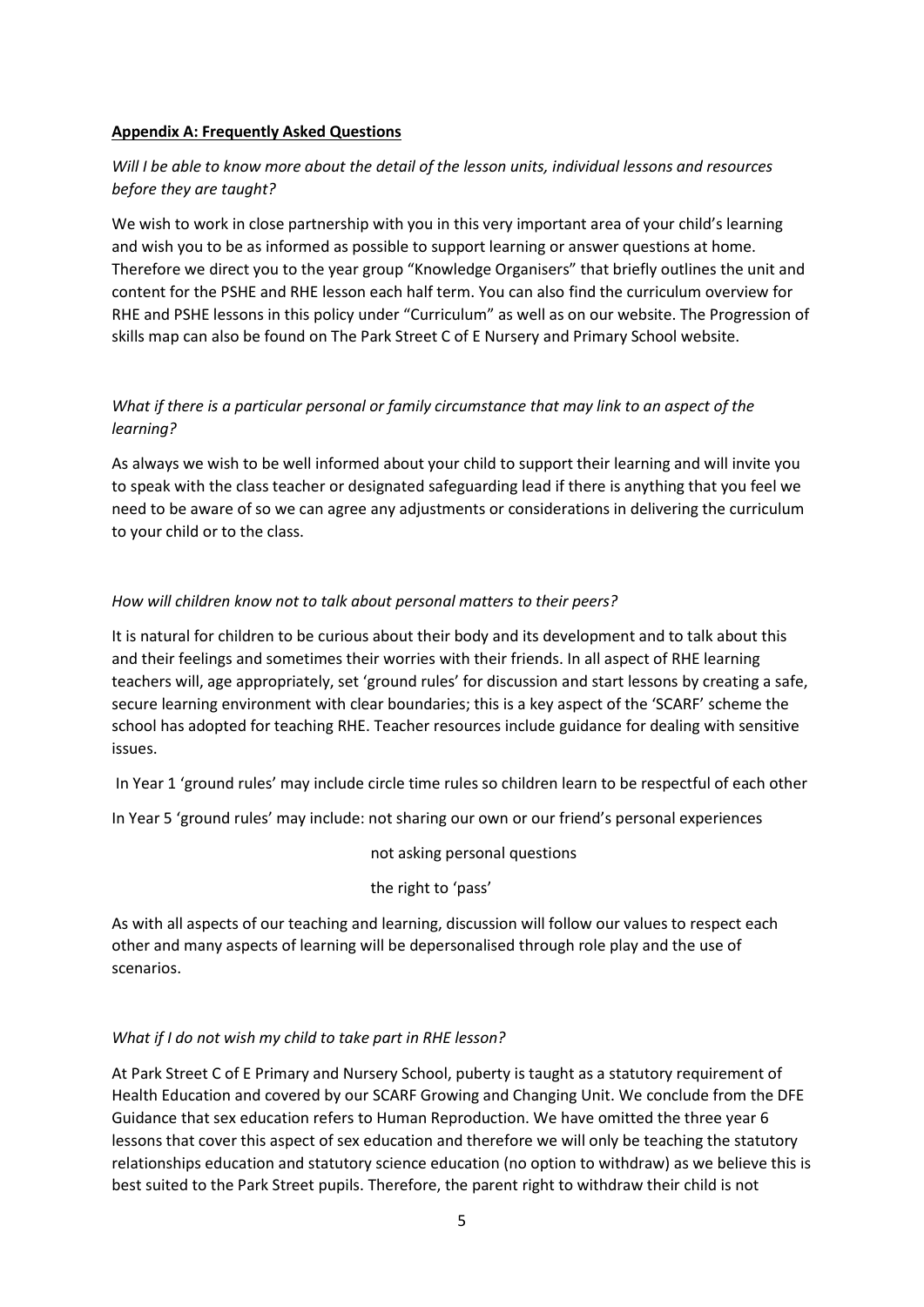**Appendix A: Frequently Asked Questions**

*Will I be able to know more about the detail of the lesson units, individual lessons and resources before they are taught?*

We wish to work in close partnership with you in this very important area of your child's learning and wish you to be as informed as possible to support learning or answer questions at home. Therefore we direct you to the year group "Knowledge Organisers" that briefly outlines the unit and content for the PSHE and RHE lesson each half term. You can also find the curriculum overview for RHE and PSHE lessons in this policy under "Curriculum" as well as on our website. The Progression of skills map can also be found on The Park Street C of E Nursery and Primary School website.

*What if there is a particular personal or family circumstance that may link to an aspect of the learning?*

As always we wish to be well informed about your child to support their learning and will invite you to speak with the class teacher or designated safeguarding lead if there is anything that you feel we need to be aware of so we can agree any adjustments or considerations in delivering the curriculum to your child or to the class.

*How will children know not to talk about personal matters to their peers?*

It is natural for children to be curious about their body and its development and to talk about this and their feelings and sometimes their worries with their friends. In all aspect of RHE learning teachers will, age appropriately, set 'ground rules' for discussion and start lessons by creating a safe, secure learning environment with clear boundaries; this is a key aspect of the 'SCARF' scheme the school has adopted for teaching RHE. Teacher resources include guidance for dealing with sensitive issues.

In Year 1 'ground rules' may include circle time rules so children learn to be respectful of each other

In Year 5 'ground rules' may include: not sharing our own or our friend's personal experiences

not asking personal questions

the right to 'pass'

As with all aspects of our teaching and learning, discussion will follow our values to respect each other and many aspects of learning will be depersonalised through role play and the use of scenarios.

*What if I do not wish my child to take part in RHE lesson?*

At Park Street C of E Primary and Nursery School, puberty is taught as a statutory requirement of Health Education and covered by our SCARF Growing and Changing Unit. We conclude from the DFE Guidance that sex education refers to Human Reproduction. We have omitted the three year 6 lessons that cover this aspect of sex education and therefore we will only be teaching the statutory relationships education and statutory science education (no option to withdraw) as we believe this is best suited to the Park Street pupils. Therefore, the parent right to withdraw their child is not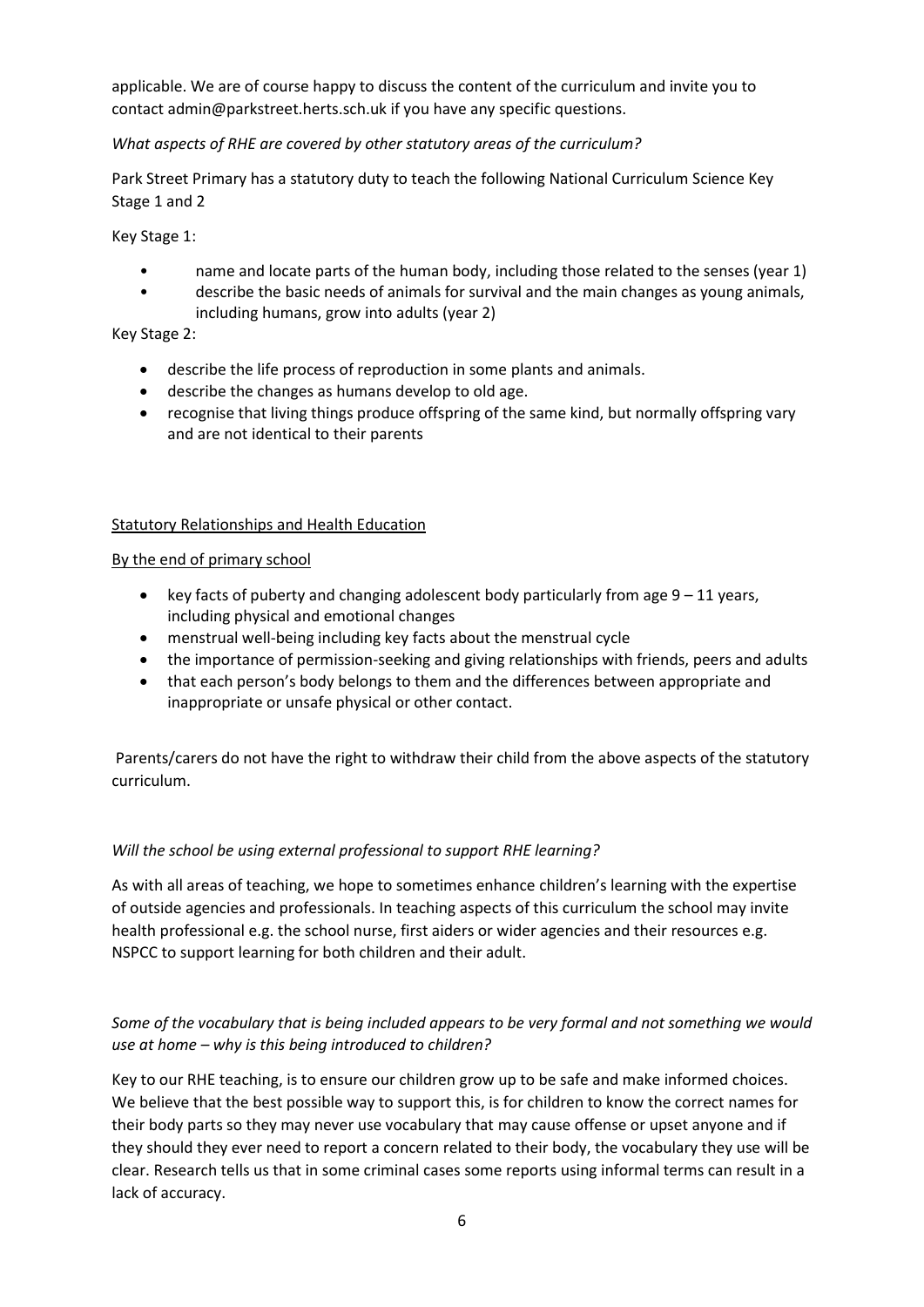applicable. We are of course happy to discuss the content of the curriculum and invite you to contact admin@parkstreet.herts.sch.uk if you have any specific questions.

*What aspects of RHE are covered by other statutory areas of the curriculum?*

Park Street Primary has a statutory duty to teach the following National Curriculum Science Key Stage 1 and 2

Key Stage 1:

- name and locate parts of the human body, including those related to the senses (year 1)
- describe the basic needs of animals for survival and the main changes as young animals, including humans, grow into adults (year 2)

Key Stage 2:

- describe the life process of reproduction in some plants and animals.
- describe the changes as humans develop to old age.
- recognise that living things produce offspring of the same kind, but normally offspring vary and are not identical to their parents

<u>Statutory Relationships and Health Education</u>

<u>By the end of primary school</u>

- key facts of puberty and changing adolescent body particularly from age 9 – 11 years, including physical and emotional changes
- menstrual well-being including key facts about the menstrual cycle
- the importance of permission-seeking and giving relationships with friends, peers and adults
- that each person's body belongs to them and the differences between appropriate and inappropriate or unsafe physical or other contact.

Parents/carers do not have the right to withdraw their child from the above aspects of the statutory curriculum.

*Will the school be using external professional to support RHE learning?*

As with all areas of teaching, we hope to sometimes enhance children's learning with the expertise of outside agencies and professionals. In teaching aspects of this curriculum the school may invite health professional e.g. the school nurse, first aiders or wider agencies and their resources e.g. NSPCC to support learning for both children and their adult.

*Some of the vocabulary that is being included appears to be very formal and not something we would use at home – why is this being introduced to children?*

Key to our RHE teaching, is to ensure our children grow up to be safe and make informed choices. We believe that the best possible way to support this, is for children to know the correct names for their body parts so they may never use vocabulary that may cause offense or upset anyone and if they should they ever need to report a concern related to their body, the vocabulary they use will be clear. Research tells us that in some criminal cases some reports using informal terms can result in a lack of accuracy.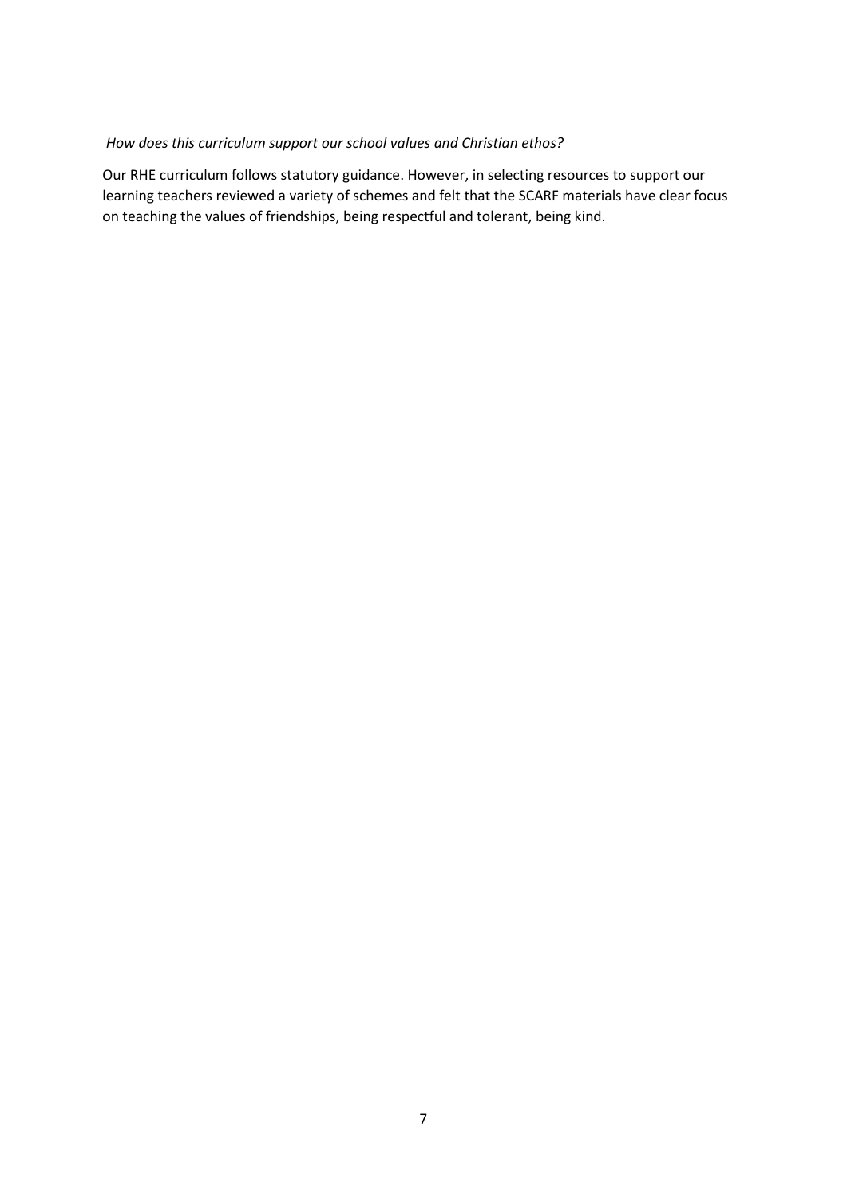*How does this curriculum support our school values and Christian ethos?*

Our RHE curriculum follows statutory guidance. However, in selecting resources to support our learning teachers reviewed a variety of schemes and felt that the SCARF materials have clear focus on teaching the values of friendships, being respectful and tolerant, being kind.